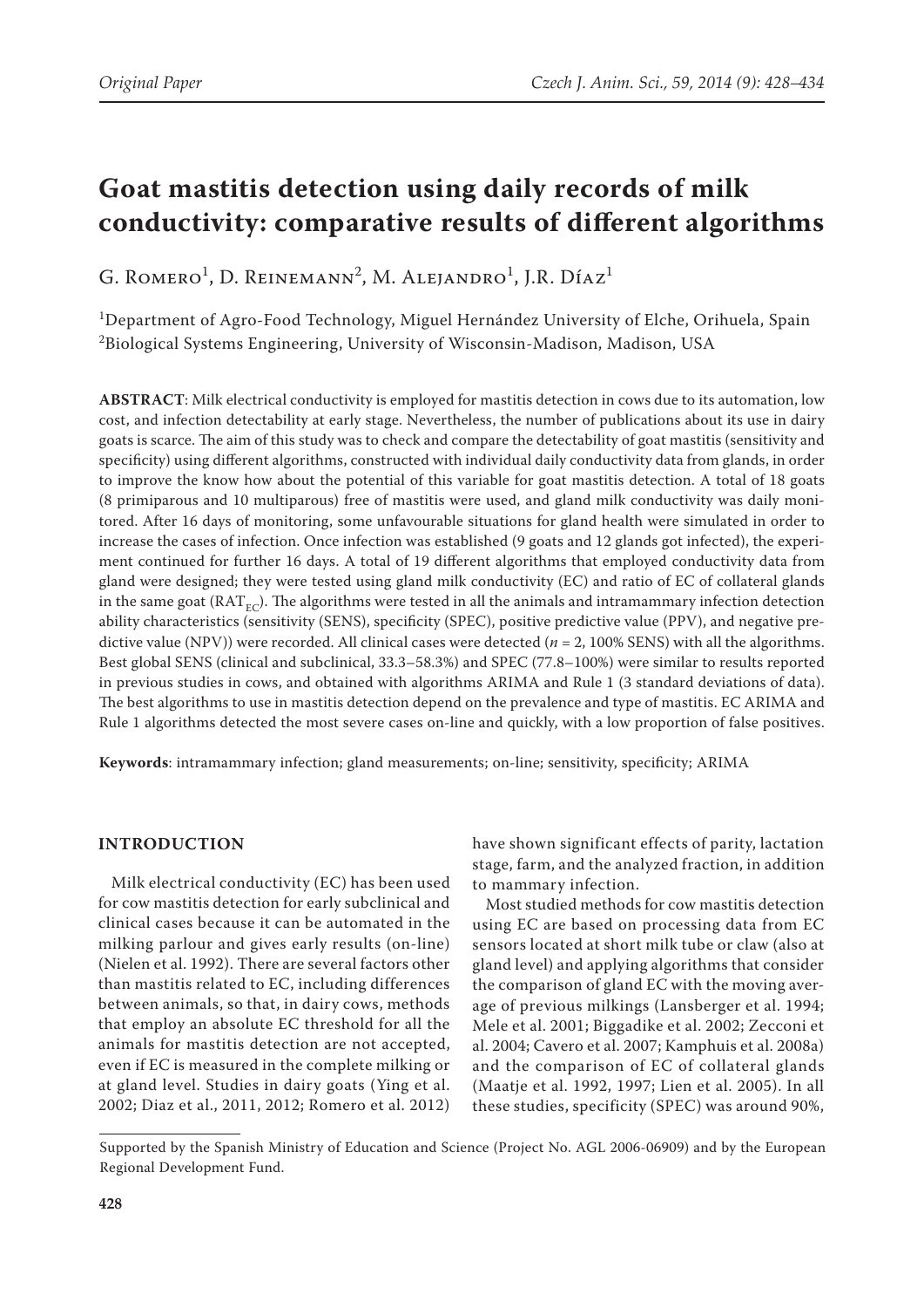# Goat mastitis detection using daily records of milk conductivity: comparative results of different algorithms

G. Romero[1], D. Reinemann[2], M. Alejandro[1], J.R. Díaz[1]

[1]Department of Agro-Food Technology, Miguel Hernández University of Elche, Orihuela, Spain
[2]Biological Systems Engineering, University of Wisconsin-Madison, Madison, USA

**ABSTRACT**: Milk electrical conductivity is employed for mastitis detection in cows due to its automation, low cost, and infection detectability at early stage. Nevertheless, the number of publications about its use in dairy goats is scarce. The aim of this study was to check and compare the detectability of goat mastitis (sensitivity and specificity) using different algorithms, constructed with individual daily conductivity data from glands, in order to improve the know how about the potential of this variable for goat mastitis detection. A total of 18 goats (8 primiparous and 10 multiparous) free of mastitis were used, and gland milk conductivity was daily monitored. After 16 days of monitoring, some unfavourable situations for gland health were simulated in order to increase the cases of infection. Once infection was established (9 goats and 12 glands got infected), the experiment continued for further 16 days. A total of 19 different algorithms that employed conductivity data from gland were designed; they were tested using gland milk conductivity (EC) and ratio of EC of collateral glands in the same goat ($RAT_{EC}$). The algorithms were tested in all the animals and intramammary infection detection ability characteristics (sensitivity (SENS), specificity (SPEC), positive predictive value (PPV), and negative predictive value (NPV)) were recorded. All clinical cases were detected ($n$ = 2, 100% SENS) with all the algorithms. Best global SENS (clinical and subclinical, 33.3–58.3%) and SPEC (77.8–100%) were similar to results reported in previous studies in cows, and obtained with algorithms ARIMA and Rule 1 (3 standard deviations of data). The best algorithms to use in mastitis detection depend on the prevalence and type of mastitis. EC ARIMA and Rule 1 algorithms detected the most severe cases on-line and quickly, with a low proportion of false positives.

**Keywords**: intramammary infection; gland measurements; on-line; sensitivity, specificity; ARIMA

## INTRODUCTION

Milk electrical conductivity (EC) has been used for cow mastitis detection for early subclinical and clinical cases because it can be automated in the milking parlour and gives early results (on-line) (Nielen et al. 1992). There are several factors other than mastitis related to EC, including differences between animals, so that, in dairy cows, methods that employ an absolute EC threshold for all the animals for mastitis detection are not accepted, even if EC is measured in the complete milking or at gland level. Studies in dairy goats (Ying et al. 2002; Diaz et al., 2011, 2012; Romero et al. 2012) have shown significant effects of parity, lactation stage, farm, and the analyzed fraction, in addition to mammary infection.

Most studied methods for cow mastitis detection using EC are based on processing data from EC sensors located at short milk tube or claw (also at gland level) and applying algorithms that consider the comparison of gland EC with the moving average of previous milkings (Lansberger et al. 1994; Mele et al. 2001; Biggadike et al. 2002; Zecconi et al. 2004; Cavero et al. 2007; Kamphuis et al. 2008a) and the comparison of EC of collateral glands (Maatje et al. 1992, 1997; Lien et al. 2005). In all these studies, specificity (SPEC) was around 90%,

Supported by the Spanish Ministry of Education and Science (Project No. AGL 2006-06909) and by the European Regional Development Fund.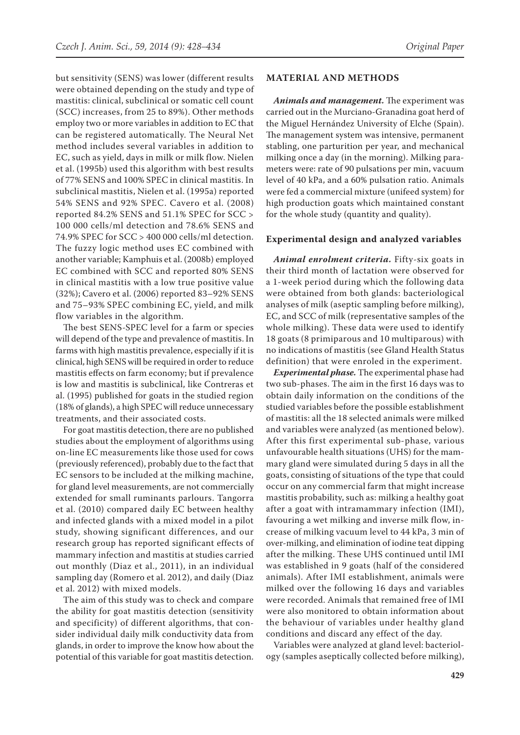but sensitivity (SENS) was lower (different results were obtained depending on the study and type of mastitis: clinical, subclinical or somatic cell count (SCC) increases, from 25 to 89%). Other methods employ two or more variables in addition to EC that can be registered automatically. The Neural Net method includes several variables in addition to EC, such as yield, days in milk or milk flow. Nielen et al. (1995b) used this algorithm with best results of 77% SENS and 100% SPEC in clinical mastitis. In subclinical mastitis, Nielen et al. (1995a) reported 54% SENS and 92% SPEC. Cavero et al. (2008) reported 84.2% SENS and 51.1% SPEC for SCC > 100 000 cells/ml detection and 78.6% SENS and 74.9% SPEC for SCC > 400 000 cells/ml detection. The fuzzy logic method uses EC combined with another variable; Kamphuis et al. (2008b) employed EC combined with SCC and reported 80% SENS in clinical mastitis with a low true positive value (32%); Cavero et al. (2006) reported 83–92% SENS and 75–93% SPEC combining EC, yield, and milk flow variables in the algorithm.

The best SENS-SPEC level for a farm or species will depend of the type and prevalence of mastitis. In farms with high mastitis prevalence, especially if it is clinical, high SENS will be required in order to reduce mastitis effects on farm economy; but if prevalence is low and mastitis is subclinical, like Contreras et al. (1995) published for goats in the studied region (18% of glands), a high SPEC will reduce unnecessary treatments, and their associated costs.

For goat mastitis detection, there are no published studies about the employment of algorithms using on-line EC measurements like those used for cows (previously referenced), probably due to the fact that EC sensors to be included at the milking machine, for gland level measurements, are not commercially extended for small ruminants parlours. Tangorra et al. (2010) compared daily EC between healthy and infected glands with a mixed model in a pilot study, showing significant differences, and our research group has reported significant effects of mammary infection and mastitis at studies carried out monthly (Diaz et al., 2011), in an individual sampling day (Romero et al. 2012), and daily (Diaz et al. 2012) with mixed models.

The aim of this study was to check and compare the ability for goat mastitis detection (sensitivity and specificity) of different algorithms, that consider individual daily milk conductivity data from glands, in order to improve the know how about the potential of this variable for goat mastitis detection.

## MATERIAL AND METHODS

***Animals and management.*** The experiment was carried out in the Murciano-Granadina goat herd of the Miguel Hernández University of Elche (Spain). The management system was intensive, permanent stabling, one parturition per year, and mechanical milking once a day (in the morning). Milking parameters were: rate of 90 pulsations per min, vacuum level of 40 kPa, and a 60% pulsation ratio. Animals were fed a commercial mixture (unifeed system) for high production goats which maintained constant for the whole study (quantity and quality).

### Experimental design and analyzed variables

***Animal enrolment criteria.*** Fifty-six goats in their third month of lactation were observed for a 1-week period during which the following data were obtained from both glands: bacteriological analyses of milk (aseptic sampling before milking), EC, and SCC of milk (representative samples of the whole milking). These data were used to identify 18 goats (8 primiparous and 10 multiparous) with no indications of mastitis (see Gland Health Status definition) that were enroled in the experiment.

***Experimental phase.*** The experimental phase had two sub-phases. The aim in the first 16 days was to obtain daily information on the conditions of the studied variables before the possible establishment of mastitis: all the 18 selected animals were milked and variables were analyzed (as mentioned below). After this first experimental sub-phase, various unfavourable health situations (UHS) for the mammary gland were simulated during 5 days in all the goats, consisting of situations of the type that could occur on any commercial farm that might increase mastitis probability, such as: milking a healthy goat after a goat with intramammary infection (IMI), favouring a wet milking and inverse milk flow, increase of milking vacuum level to 44 kPa, 3 min of over-milking, and elimination of iodine teat dipping after the milking. These UHS continued until IMI was established in 9 goats (half of the considered animals). After IMI establishment, animals were milked over the following 16 days and variables were recorded. Animals that remained free of IMI were also monitored to obtain information about the behaviour of variables under healthy gland conditions and discard any effect of the day.

Variables were analyzed at gland level: bacteriology (samples aseptically collected before milking),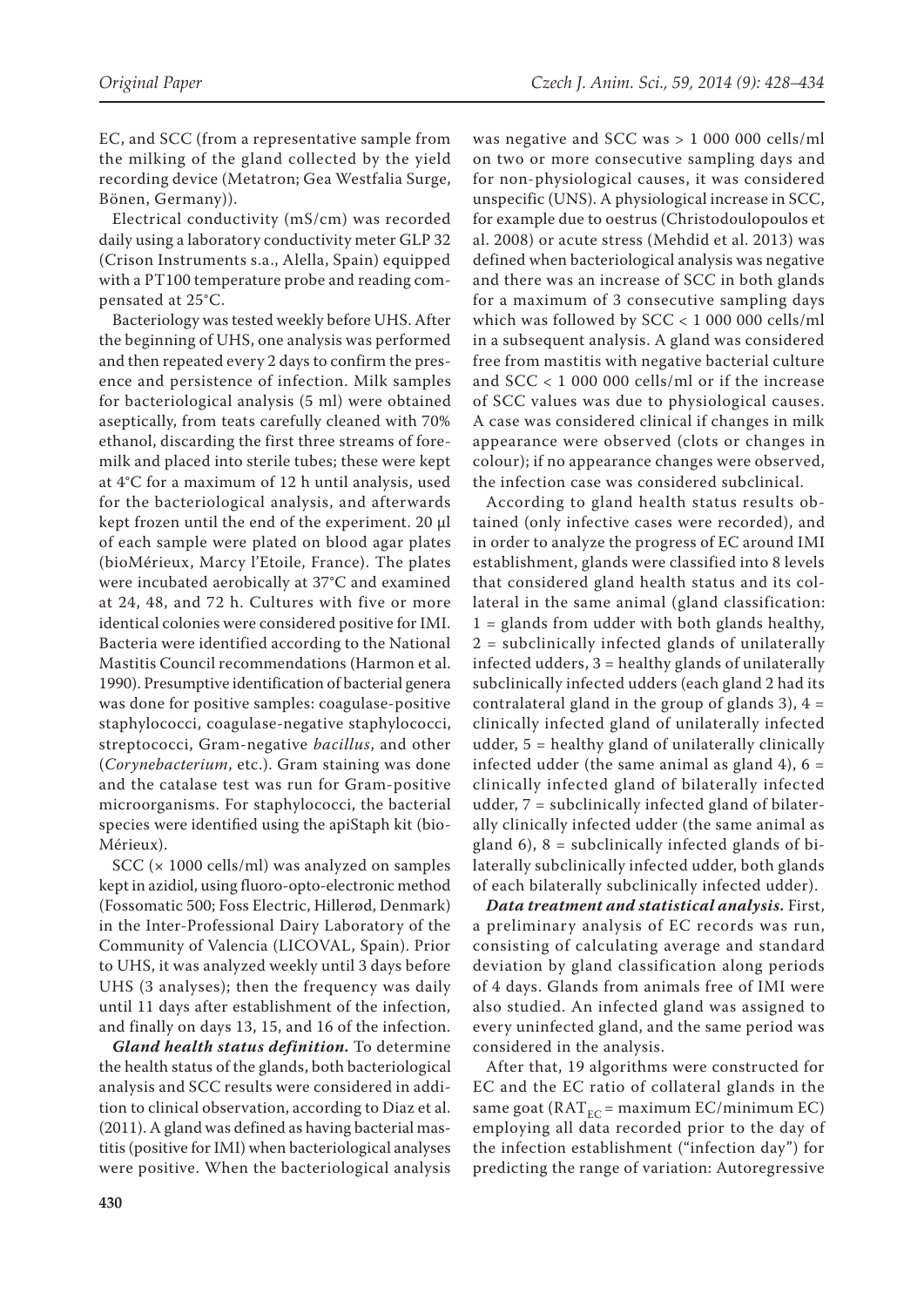EC, and SCC (from a representative sample from the milking of the gland collected by the yield recording device (Metatron; Gea Westfalia Surge, Bönen, Germany)).

Electrical conductivity (mS/cm) was recorded daily using a laboratory conductivity meter GLP 32 (Crison Instruments s.a., Alella, Spain) equipped with a PT100 temperature probe and reading compensated at 25°C.

Bacteriology was tested weekly before UHS. After the beginning of UHS, one analysis was performed and then repeated every 2 days to confirm the presence and persistence of infection. Milk samples for bacteriological analysis (5 ml) were obtained aseptically, from teats carefully cleaned with 70% ethanol, discarding the first three streams of foremilk and placed into sterile tubes; these were kept at 4°C for a maximum of 12 h until analysis, used for the bacteriological analysis, and afterwards kept frozen until the end of the experiment. 20 µl of each sample were plated on blood agar plates (bioMérieux, Marcy l'Etoile, France). The plates were incubated aerobically at 37°C and examined at 24, 48, and 72 h. Cultures with five or more identical colonies were considered positive for IMI. Bacteria were identified according to the National Mastitis Council recommendations (Harmon et al. 1990). Presumptive identification of bacterial genera was done for positive samples: coagulase-positive staphylococci, coagulase-negative staphylococci, streptococci, Gram-negative *bacillus*, and other (*Corynebacterium*, etc.). Gram staining was done and the catalase test was run for Gram-positive microorganisms. For staphylococci, the bacterial species were identified using the apiStaph kit (bioMérieux).

SCC (× 1000 cells/ml) was analyzed on samples kept in azidiol, using fluoro-opto-electronic method (Fossomatic 500; Foss Electric, Hillerød, Denmark) in the Inter-Professional Dairy Laboratory of the Community of Valencia (LICOVAL, Spain). Prior to UHS, it was analyzed weekly until 3 days before UHS (3 analyses); then the frequency was daily until 11 days after establishment of the infection, and finally on days 13, 15, and 16 of the infection.

***Gland health status definition.*** To determine the health status of the glands, both bacteriological analysis and SCC results were considered in addition to clinical observation, according to Diaz et al. (2011). A gland was defined as having bacterial mastitis (positive for IMI) when bacteriological analyses were positive. When the bacteriological analysis was negative and SCC was > 1 000 000 cells/ml on two or more consecutive sampling days and for non-physiological causes, it was considered unspecific (UNS). A physiological increase in SCC, for example due to oestrus (Christodoulopoulos et al. 2008) or acute stress (Mehdid et al. 2013) was defined when bacteriological analysis was negative and there was an increase of SCC in both glands for a maximum of 3 consecutive sampling days which was followed by SCC < 1 000 000 cells/ml in a subsequent analysis. A gland was considered free from mastitis with negative bacterial culture and SCC < 1 000 000 cells/ml or if the increase of SCC values was due to physiological causes. A case was considered clinical if changes in milk appearance were observed (clots or changes in colour); if no appearance changes were observed, the infection case was considered subclinical.

According to gland health status results obtained (only infective cases were recorded), and in order to analyze the progress of EC around IMI establishment, glands were classified into 8 levels that considered gland health status and its collateral in the same animal (gland classification: 1 = glands from udder with both glands healthy, 2 = subclinically infected glands of unilaterally infected udders, 3 = healthy glands of unilaterally subclinically infected udders (each gland 2 had its contralateral gland in the group of glands 3), 4 = clinically infected gland of unilaterally infected udder, 5 = healthy gland of unilaterally clinically infected udder (the same animal as gland 4), 6 = clinically infected gland of bilaterally infected udder, 7 = subclinically infected gland of bilaterally clinically infected udder (the same animal as gland 6), 8 = subclinically infected glands of bilaterally subclinically infected udder, both glands of each bilaterally subclinically infected udder).

***Data treatment and statistical analysis.*** First, a preliminary analysis of EC records was run, consisting of calculating average and standard deviation by gland classification along periods of 4 days. Glands from animals free of IMI were also studied. An infected gland was assigned to every uninfected gland, and the same period was considered in the analysis.

After that, 19 algorithms were constructed for EC and the EC ratio of collateral glands in the same goat ($RAT_{EC}$ = maximum EC/minimum EC) employing all data recorded prior to the day of the infection establishment ("infection day") for predicting the range of variation: Autoregressive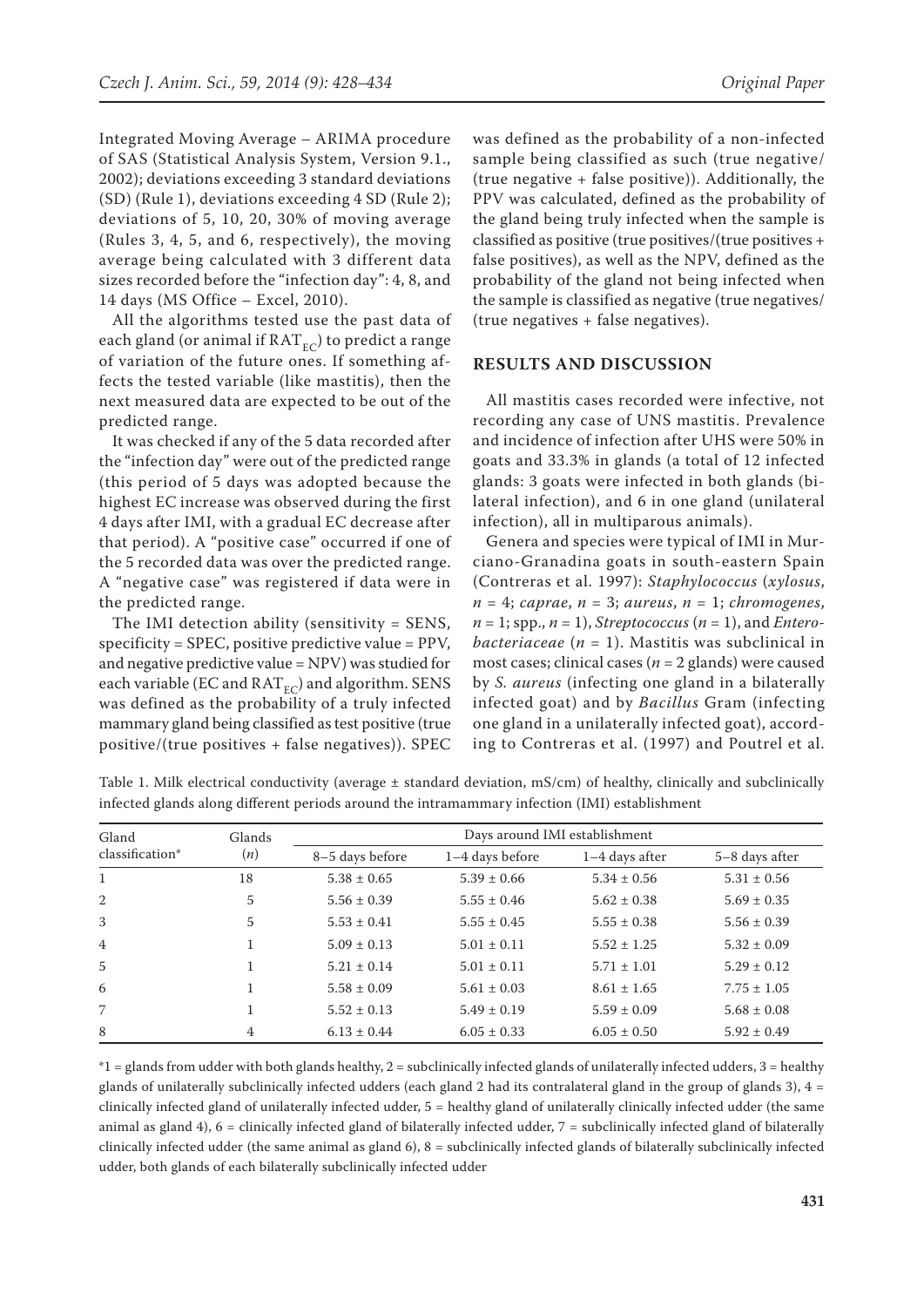Integrated Moving Average – ARIMA procedure of SAS (Statistical Analysis System, Version 9.1., 2002); deviations exceeding 3 standard deviations (SD) (Rule 1), deviations exceeding 4 SD (Rule 2); deviations of 5, 10, 20, 30% of moving average (Rules 3, 4, 5, and 6, respectively), the moving average being calculated with 3 different data sizes recorded before the "infection day": 4, 8, and 14 days (MS Office – Excel, 2010).

All the algorithms tested use the past data of each gland (or animal if $RAT_{EC}$) to predict a range of variation of the future ones. If something affects the tested variable (like mastitis), then the next measured data are expected to be out of the predicted range.

It was checked if any of the 5 data recorded after the "infection day" were out of the predicted range (this period of 5 days was adopted because the highest EC increase was observed during the first 4 days after IMI, with a gradual EC decrease after that period). A "positive case" occurred if one of the 5 recorded data was over the predicted range. A "negative case" was registered if data were in the predicted range.

The IMI detection ability (sensitivity = SENS, specificity = SPEC, positive predictive value = PPV, and negative predictive value = NPV) was studied for each variable (EC and $RAT_{EC}$) and algorithm. SENS was defined as the probability of a truly infected mammary gland being classified as test positive (true positive/(true positives + false negatives)). SPEC was defined as the probability of a non-infected sample being classified as such (true negative/(true negative + false positive)). Additionally, the PPV was calculated, defined as the probability of the gland being truly infected when the sample is classified as positive (true positives/(true positives + false positives), as well as the NPV, defined as the probability of the gland not being infected when the sample is classified as negative (true negatives/(true negatives + false negatives).

## RESULTS AND DISCUSSION

All mastitis cases recorded were infective, not recording any case of UNS mastitis. Prevalence and incidence of infection after UHS were 50% in goats and 33.3% in glands (a total of 12 infected glands: 3 goats were infected in both glands (bilateral infection), and 6 in one gland (unilateral infection), all in multiparous animals).

Genera and species were typical of IMI in Murciano-Granadina goats in south-eastern Spain (Contreras et al. 1997): *Staphylococcus* (*xylosus*, $n = 4$; *caprae*, $n = 3$; *aureus*, $n = 1$; *chromogenes*, $n = 1$; spp., $n = 1$), *Streptococcus* ($n = 1$), and *Enterobacteriaceae* ($n = 1$). Mastitis was subclinical in most cases; clinical cases ($n = 2$ glands) were caused by *S. aureus* (infecting one gland in a bilaterally infected goat) and by *Bacillus* Gram (infecting one gland in a unilaterally infected goat), according to Contreras et al. (1997) and Poutrel et al.

Table 1. Milk electrical conductivity (average ± standard deviation, mS/cm) of healthy, clinically and subclinically infected glands along different periods around the intramammary infection (IMI) establishment

| Gland classification* | Glands ($n$) | Days around IMI establishment | | | |
|---|---|---|---|---|---|
| | | 8–5 days before | 1–4 days before | 1–4 days after | 5–8 days after |
| 1 | 18 | 5.38 ± 0.65 | 5.39 ± 0.66 | 5.34 ± 0.56 | 5.31 ± 0.56 |
| 2 | 5 | 5.56 ± 0.39 | 5.55 ± 0.46 | 5.62 ± 0.38 | 5.69 ± 0.35 |
| 3 | 5 | 5.53 ± 0.41 | 5.55 ± 0.45 | 5.55 ± 0.38 | 5.56 ± 0.39 |
| 4 | 1 | 5.09 ± 0.13 | 5.01 ± 0.11 | 5.52 ± 1.25 | 5.32 ± 0.09 |
| 5 | 1 | 5.21 ± 0.14 | 5.01 ± 0.11 | 5.71 ± 1.01 | 5.29 ± 0.12 |
| 6 | 1 | 5.58 ± 0.09 | 5.61 ± 0.03 | 8.61 ± 1.65 | 7.75 ± 1.05 |
| 7 | 1 | 5.52 ± 0.13 | 5.49 ± 0.19 | 5.59 ± 0.09 | 5.68 ± 0.08 |
| 8 | 4 | 6.13 ± 0.44 | 6.05 ± 0.33 | 6.05 ± 0.50 | 5.92 ± 0.49 |

*1 = glands from udder with both glands healthy, 2 = subclinically infected glands of unilaterally infected udders, 3 = healthy glands of unilaterally subclinically infected udders (each gland 2 had its contralateral gland in the group of glands 3), 4 = clinically infected gland of unilaterally infected udder, 5 = healthy gland of unilaterally clinically infected udder (the same animal as gland 4), 6 = clinically infected gland of bilaterally infected udder, 7 = subclinically infected gland of bilaterally clinically infected udder (the same animal as gland 6), 8 = subclinically infected glands of bilaterally subclinically infected udder, both glands of each bilaterally subclinically infected udder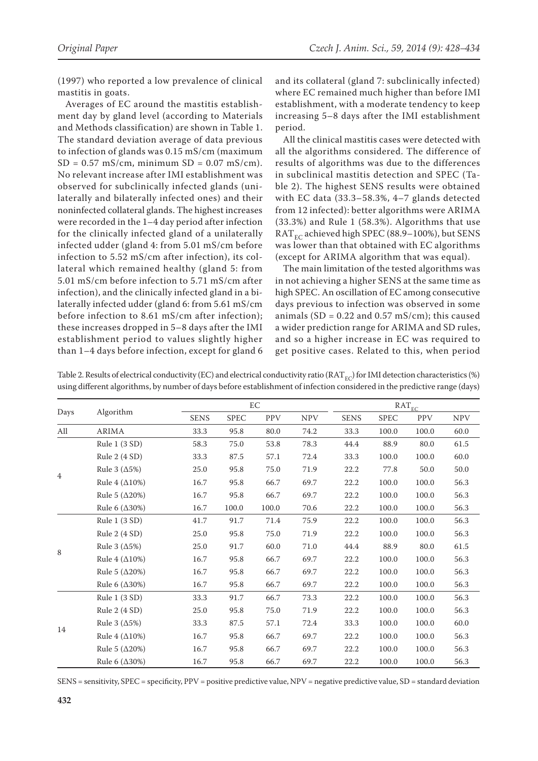(1997) who reported a low prevalence of clinical mastitis in goats.

Averages of EC around the mastitis establishment day by gland level (according to Materials and Methods classification) are shown in Table 1. The standard deviation average of data previous to infection of glands was 0.15 mS/cm (maximum SD = 0.57 mS/cm, minimum SD = 0.07 mS/cm). No relevant increase after IMI establishment was observed for subclinically infected glands (unilaterally and bilaterally infected ones) and their noninfected collateral glands. The highest increases were recorded in the 1–4 day period after infection for the clinically infected gland of a unilaterally infected udder (gland 4: from 5.01 mS/cm before infection to 5.52 mS/cm after infection), its collateral which remained healthy (gland 5: from 5.01 mS/cm before infection to 5.71 mS/cm after infection), and the clinically infected gland in a bilaterally infected udder (gland 6: from 5.61 mS/cm before infection to 8.61 mS/cm after infection); these increases dropped in 5–8 days after the IMI establishment period to values slightly higher than 1–4 days before infection, except for gland 6 and its collateral (gland 7: subclinically infected) where EC remained much higher than before IMI establishment, with a moderate tendency to keep increasing 5–8 days after the IMI establishment period.

All the clinical mastitis cases were detected with all the algorithms considered. The difference of results of algorithms was due to the differences in subclinical mastitis detection and SPEC (Table 2). The highest SENS results were obtained with EC data (33.3–58.3%, 4–7 glands detected from 12 infected): better algorithms were ARIMA (33.3%) and Rule 1 (58.3%). Algorithms that use $RAT_{EC}$ achieved high SPEC (88.9–100%), but SENS was lower than that obtained with EC algorithms (except for ARIMA algorithm that was equal).

The main limitation of the tested algorithms was in not achieving a higher SENS at the same time as high SPEC. An oscillation of EC among consecutive days previous to infection was observed in some animals (SD = 0.22 and 0.57 mS/cm); this caused a wider prediction range for ARIMA and SD rules, and so a higher increase in EC was required to get positive cases. Related to this, when period

Table 2. Results of electrical conductivity (EC) and electrical conductivity ratio ($RAT_{EC}$) for IMI detection characteristics (%) using different algorithms, by number of days before establishment of infection considered in the predictive range (days)

| Days | Algorithm | EC | | | | $RAT_{EC}$ | | | |
|---|---|---|---|---|---|---|---|---|---|
| | | SENS | SPEC | PPV | NPV | SENS | SPEC | PPV | NPV |
| All | ARIMA | 33.3 | 95.8 | 80.0 | 74.2 | 33.3 | 100.0 | 100.0 | 60.0 |
| 4 | Rule 1 (3 SD) | 58.3 | 75.0 | 53.8 | 78.3 | 44.4 | 88.9 | 80.0 | 61.5 |
| | Rule 2 (4 SD) | 33.3 | 87.5 | 57.1 | 72.4 | 33.3 | 100.0 | 100.0 | 60.0 |
| | Rule 3 (Δ5%) | 25.0 | 95.8 | 75.0 | 71.9 | 22.2 | 77.8 | 50.0 | 50.0 |
| | Rule 4 (Δ10%) | 16.7 | 95.8 | 66.7 | 69.7 | 22.2 | 100.0 | 100.0 | 56.3 |
| | Rule 5 (Δ20%) | 16.7 | 95.8 | 66.7 | 69.7 | 22.2 | 100.0 | 100.0 | 56.3 |
| | Rule 6 (Δ30%) | 16.7 | 100.0 | 100.0 | 70.6 | 22.2 | 100.0 | 100.0 | 56.3 |
| 8 | Rule 1 (3 SD) | 41.7 | 91.7 | 71.4 | 75.9 | 22.2 | 100.0 | 100.0 | 56.3 |
| | Rule 2 (4 SD) | 25.0 | 95.8 | 75.0 | 71.9 | 22.2 | 100.0 | 100.0 | 56.3 |
| | Rule 3 (Δ5%) | 25.0 | 91.7 | 60.0 | 71.0 | 44.4 | 88.9 | 80.0 | 61.5 |
| | Rule 4 (Δ10%) | 16.7 | 95.8 | 66.7 | 69.7 | 22.2 | 100.0 | 100.0 | 56.3 |
| | Rule 5 (Δ20%) | 16.7 | 95.8 | 66.7 | 69.7 | 22.2 | 100.0 | 100.0 | 56.3 |
| | Rule 6 (Δ30%) | 16.7 | 95.8 | 66.7 | 69.7 | 22.2 | 100.0 | 100.0 | 56.3 |
| 14 | Rule 1 (3 SD) | 33.3 | 91.7 | 66.7 | 73.3 | 22.2 | 100.0 | 100.0 | 56.3 |
| | Rule 2 (4 SD) | 25.0 | 95.8 | 75.0 | 71.9 | 22.2 | 100.0 | 100.0 | 56.3 |
| | Rule 3 (Δ5%) | 33.3 | 87.5 | 57.1 | 72.4 | 33.3 | 100.0 | 100.0 | 60.0 |
| | Rule 4 (Δ10%) | 16.7 | 95.8 | 66.7 | 69.7 | 22.2 | 100.0 | 100.0 | 56.3 |
| | Rule 5 (Δ20%) | 16.7 | 95.8 | 66.7 | 69.7 | 22.2 | 100.0 | 100.0 | 56.3 |
| | Rule 6 (Δ30%) | 16.7 | 95.8 | 66.7 | 69.7 | 22.2 | 100.0 | 100.0 | 56.3 |

SENS = sensitivity, SPEC = specificity, PPV = positive predictive value, NPV = negative predictive value, SD = standard deviation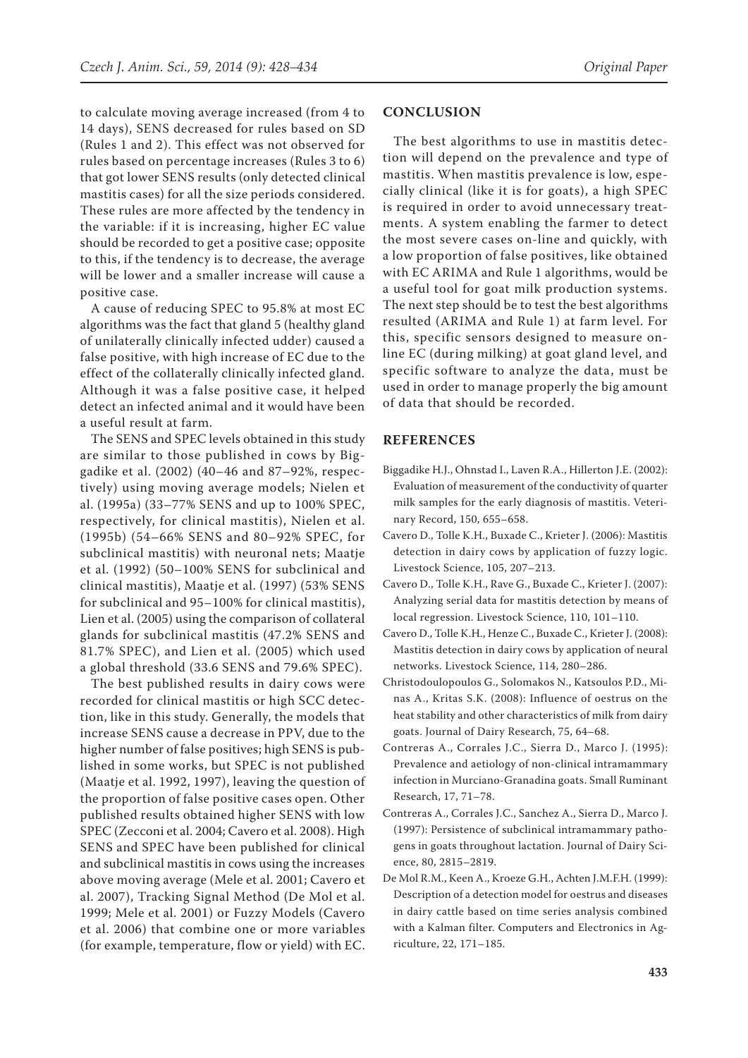to calculate moving average increased (from 4 to 14 days), SENS decreased for rules based on SD (Rules 1 and 2). This effect was not observed for rules based on percentage increases (Rules 3 to 6) that got lower SENS results (only detected clinical mastitis cases) for all the size periods considered. These rules are more affected by the tendency in the variable: if it is increasing, higher EC value should be recorded to get a positive case; opposite to this, if the tendency is to decrease, the average will be lower and a smaller increase will cause a positive case.

A cause of reducing SPEC to 95.8% at most EC algorithms was the fact that gland 5 (healthy gland of unilaterally clinically infected udder) caused a false positive, with high increase of EC due to the effect of the collaterally clinically infected gland. Although it was a false positive case, it helped detect an infected animal and it would have been a useful result at farm.

The SENS and SPEC levels obtained in this study are similar to those published in cows by Biggadike et al. (2002) (40–46 and 87–92%, respectively) using moving average models; Nielen et al. (1995a) (33–77% SENS and up to 100% SPEC, respectively, for clinical mastitis), Nielen et al. (1995b) (54–66% SENS and 80–92% SPEC, for subclinical mastitis) with neuronal nets; Maatje et al. (1992) (50–100% SENS for subclinical and clinical mastitis), Maatje et al. (1997) (53% SENS for subclinical and 95–100% for clinical mastitis), Lien et al. (2005) using the comparison of collateral glands for subclinical mastitis (47.2% SENS and 81.7% SPEC), and Lien et al. (2005) which used a global threshold (33.6 SENS and 79.6% SPEC).

The best published results in dairy cows were recorded for clinical mastitis or high SCC detection, like in this study. Generally, the models that increase SENS cause a decrease in PPV, due to the higher number of false positives; high SENS is published in some works, but SPEC is not published (Maatje et al. 1992, 1997), leaving the question of the proportion of false positive cases open. Other published results obtained higher SENS with low SPEC (Zecconi et al. 2004; Cavero et al. 2008). High SENS and SPEC have been published for clinical and subclinical mastitis in cows using the increases above moving average (Mele et al. 2001; Cavero et al. 2007), Tracking Signal Method (De Mol et al. 1999; Mele et al. 2001) or Fuzzy Models (Cavero et al. 2006) that combine one or more variables (for example, temperature, flow or yield) with EC.

## CONCLUSION

The best algorithms to use in mastitis detection will depend on the prevalence and type of mastitis. When mastitis prevalence is low, especially clinical (like it is for goats), a high SPEC is required in order to avoid unnecessary treatments. A system enabling the farmer to detect the most severe cases on-line and quickly, with a low proportion of false positives, like obtained with EC ARIMA and Rule 1 algorithms, would be a useful tool for goat milk production systems. The next step should be to test the best algorithms resulted (ARIMA and Rule 1) at farm level. For this, specific sensors designed to measure on-line EC (during milking) at goat gland level, and specific software to analyze the data, must be used in order to manage properly the big amount of data that should be recorded.

## REFERENCES

Biggadike H.J., Ohnstad I., Laven R.A., Hillerton J.E. (2002): Evaluation of measurement of the conductivity of quarter milk samples for the early diagnosis of mastitis. Veterinary Record, 150, 655–658.

Cavero D., Tolle K.H., Buxade C., Krieter J. (2006): Mastitis detection in dairy cows by application of fuzzy logic. Livestock Science, 105, 207–213.

Cavero D., Tolle K.H., Rave G., Buxade C., Krieter J. (2007): Analyzing serial data for mastitis detection by means of local regression. Livestock Science, 110, 101–110.

Cavero D., Tolle K.H., Henze C., Buxade C., Krieter J. (2008): Mastitis detection in dairy cows by application of neural networks. Livestock Science, 114, 280–286.

Christodoulopoulos G., Solomakos N., Katsoulos P.D., Minas A., Kritas S.K. (2008): Influence of oestrus on the heat stability and other characteristics of milk from dairy goats. Journal of Dairy Research, 75, 64–68.

Contreras A., Corrales J.C., Sierra D., Marco J. (1995): Prevalence and aetiology of non-clinical intramammary infection in Murciano-Granadina goats. Small Ruminant Research, 17, 71–78.

Contreras A., Corrales J.C., Sanchez A., Sierra D., Marco J. (1997): Persistence of subclinical intramammary pathogens in goats throughout lactation. Journal of Dairy Science, 80, 2815–2819.

De Mol R.M., Keen A., Kroeze G.H., Achten J.M.F.H. (1999): Description of a detection model for oestrus and diseases in dairy cattle based on time series analysis combined with a Kalman filter. Computers and Electronics in Agriculture, 22, 171–185.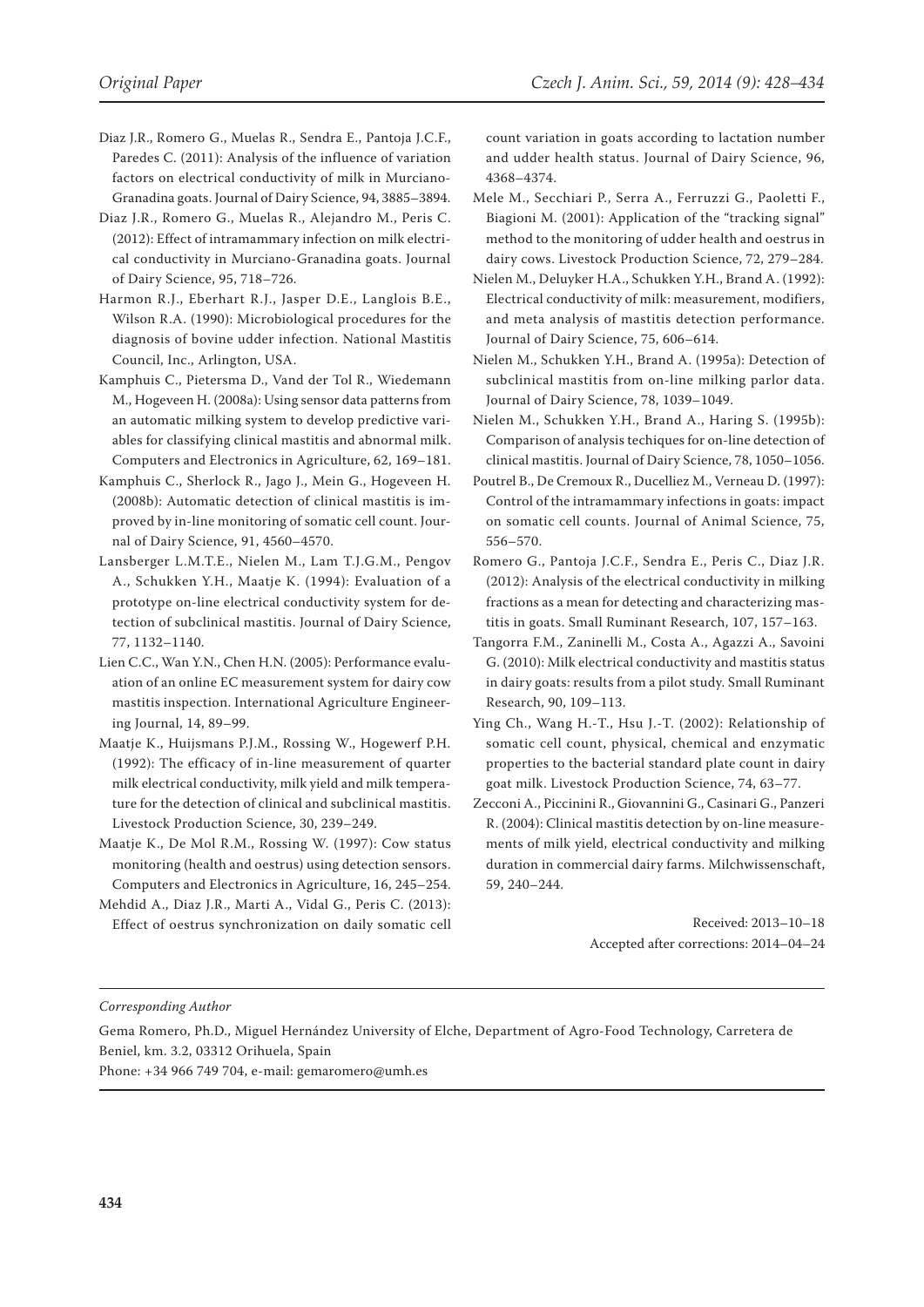Diaz J.R., Romero G., Muelas R., Sendra E., Pantoja J.C.F., Paredes C. (2011): Analysis of the influence of variation factors on electrical conductivity of milk in Murciano-Granadina goats. Journal of Dairy Science, 94, 3885–3894.

Diaz J.R., Romero G., Muelas R., Alejandro M., Peris C. (2012): Effect of intramammary infection on milk electrical conductivity in Murciano-Granadina goats. Journal of Dairy Science, 95, 718–726.

Harmon R.J., Eberhart R.J., Jasper D.E., Langlois B.E., Wilson R.A. (1990): Microbiological procedures for the diagnosis of bovine udder infection. National Mastitis Council, Inc., Arlington, USA.

Kamphuis C., Pietersma D., Vand der Tol R., Wiedemann M., Hogeveen H. (2008a): Using sensor data patterns from an automatic milking system to develop predictive variables for classifying clinical mastitis and abnormal milk. Computers and Electronics in Agriculture, 62, 169–181.

Kamphuis C., Sherlock R., Jago J., Mein G., Hogeveen H. (2008b): Automatic detection of clinical mastitis is improved by in-line monitoring of somatic cell count. Journal of Dairy Science, 91, 4560–4570.

Lansberger L.M.T.E., Nielen M., Lam T.J.G.M., Pengov A., Schukken Y.H., Maatje K. (1994): Evaluation of a prototype on-line electrical conductivity system for detection of subclinical mastitis. Journal of Dairy Science, 77, 1132–1140.

Lien C.C., Wan Y.N., Chen H.N. (2005): Performance evaluation of an online EC measurement system for dairy cow mastitis inspection. International Agriculture Engineering Journal, 14, 89–99.

Maatje K., Huijsmans P.J.M., Rossing W., Hogewerf P.H. (1992): The efficacy of in-line measurement of quarter milk electrical conductivity, milk yield and milk temperature for the detection of clinical and subclinical mastitis. Livestock Production Science, 30, 239–249.

Maatje K., De Mol R.M., Rossing W. (1997): Cow status monitoring (health and oestrus) using detection sensors. Computers and Electronics in Agriculture, 16, 245–254.

Mehdid A., Diaz J.R., Marti A., Vidal G., Peris C. (2013): Effect of oestrus synchronization on daily somatic cell count variation in goats according to lactation number and udder health status. Journal of Dairy Science, 96, 4368–4374.

Mele M., Secchiari P., Serra A., Ferruzzi G., Paoletti F., Biagioni M. (2001): Application of the "tracking signal" method to the monitoring of udder health and oestrus in dairy cows. Livestock Production Science, 72, 279–284.

Nielen M., Deluyker H.A., Schukken Y.H., Brand A. (1992): Electrical conductivity of milk: measurement, modifiers, and meta analysis of mastitis detection performance. Journal of Dairy Science, 75, 606–614.

Nielen M., Schukken Y.H., Brand A. (1995a): Detection of subclinical mastitis from on-line milking parlor data. Journal of Dairy Science, 78, 1039–1049.

Nielen M., Schukken Y.H., Brand A., Haring S. (1995b): Comparison of analysis techiques for on-line detection of clinical mastitis. Journal of Dairy Science, 78, 1050–1056.

Poutrel B., De Cremoux R., Ducelliez M., Verneau D. (1997): Control of the intramammary infections in goats: impact on somatic cell counts. Journal of Animal Science, 75, 556–570.

Romero G., Pantoja J.C.F., Sendra E., Peris C., Diaz J.R. (2012): Analysis of the electrical conductivity in milking fractions as a mean for detecting and characterizing mastitis in goats. Small Ruminant Research, 107, 157–163.

Tangorra F.M., Zaninelli M., Costa A., Agazzi A., Savoini G. (2010): Milk electrical conductivity and mastitis status in dairy goats: results from a pilot study. Small Ruminant Research, 90, 109–113.

Ying Ch., Wang H.-T., Hsu J.-T. (2002): Relationship of somatic cell count, physical, chemical and enzymatic properties to the bacterial standard plate count in dairy goat milk. Livestock Production Science, 74, 63–77.

Zecconi A., Piccinini R., Giovannini G., Casinari G., Panzeri R. (2004): Clinical mastitis detection by on-line measurements of milk yield, electrical conductivity and milking duration in commercial dairy farms. Milchwissenschaft, 59, 240–244.

Received: 2013–10–18
Accepted after corrections: 2014–04–24

*Corresponding Author*

Gema Romero, Ph.D., Miguel Hernández University of Elche, Department of Agro-Food Technology, Carretera de Beniel, km. 3.2, 03312 Orihuela, Spain
Phone: +34 966 749 704, e-mail: gemaromero@umh.es